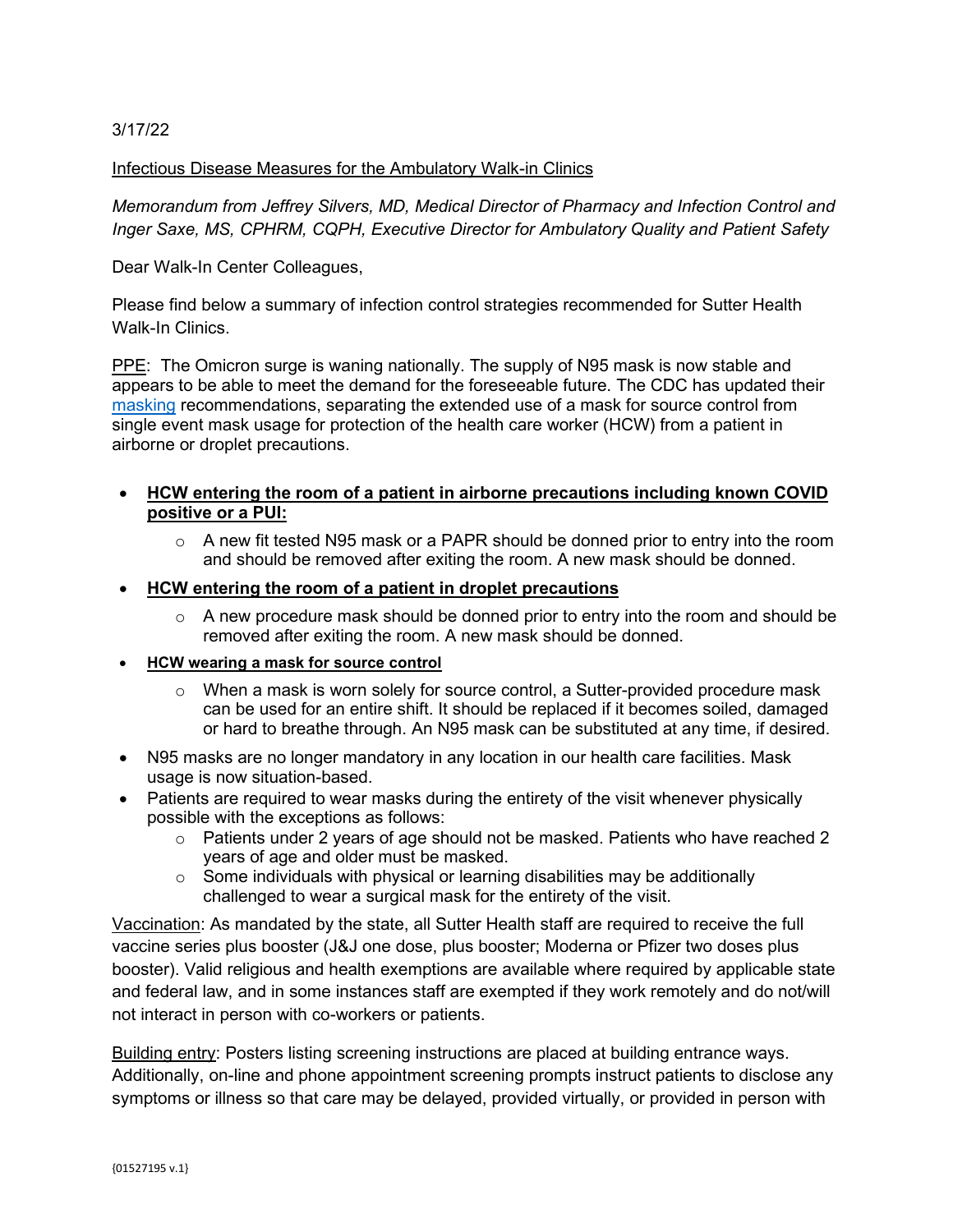3/17/22

Infectious Disease Measures for the Ambulatory Walk-in Clinics

*Memorandum from Jeffrey Silvers, MD, Medical Director of Pharmacy and Infection Control and Inger Saxe, MS, CPHRM, CQPH, Executive Director for Ambulatory Quality and Patient Safety*

Dear Walk-In Center Colleagues,

Please find below a summary of infection control strategies recommended for Sutter Health Walk-In Clinics.

PPE: The Omicron surge is waning nationally. The supply of N95 mask is now stable and appears to be able to meet the demand for the foreseeable future. The CDC has updated their masking recommendations, separating the extended use of a mask for source control from single event mask usage for protection of the health care worker (HCW) from a patient in airborne or droplet precautions.

- **HCW entering the room of a patient in airborne precautions including known COVID positive or a PUI:**
  - A new fit tested N95 mask or a PAPR should be donned prior to entry into the room and should be removed after exiting the room. A new mask should be donned.
- **HCW entering the room of a patient in droplet precautions**
  - A new procedure mask should be donned prior to entry into the room and should be removed after exiting the room. A new mask should be donned.
- **HCW wearing a mask for source control**
  - When a mask is worn solely for source control, a Sutter-provided procedure mask can be used for an entire shift. It should be replaced if it becomes soiled, damaged or hard to breathe through. An N95 mask can be substituted at any time, if desired.
- N95 masks are no longer mandatory in any location in our health care facilities. Mask usage is now situation-based.
- Patients are required to wear masks during the entirety of the visit whenever physically possible with the exceptions as follows:
  - Patients under 2 years of age should not be masked. Patients who have reached 2 years of age and older must be masked.
  - Some individuals with physical or learning disabilities may be additionally challenged to wear a surgical mask for the entirety of the visit.

Vaccination: As mandated by the state, all Sutter Health staff are required to receive the full vaccine series plus booster (J&J one dose, plus booster; Moderna or Pfizer two doses plus booster). Valid religious and health exemptions are available where required by applicable state and federal law, and in some instances staff are exempted if they work remotely and do not/will not interact in person with co-workers or patients.

Building entry: Posters listing screening instructions are placed at building entrance ways. Additionally, on-line and phone appointment screening prompts instruct patients to disclose any symptoms or illness so that care may be delayed, provided virtually, or provided in person with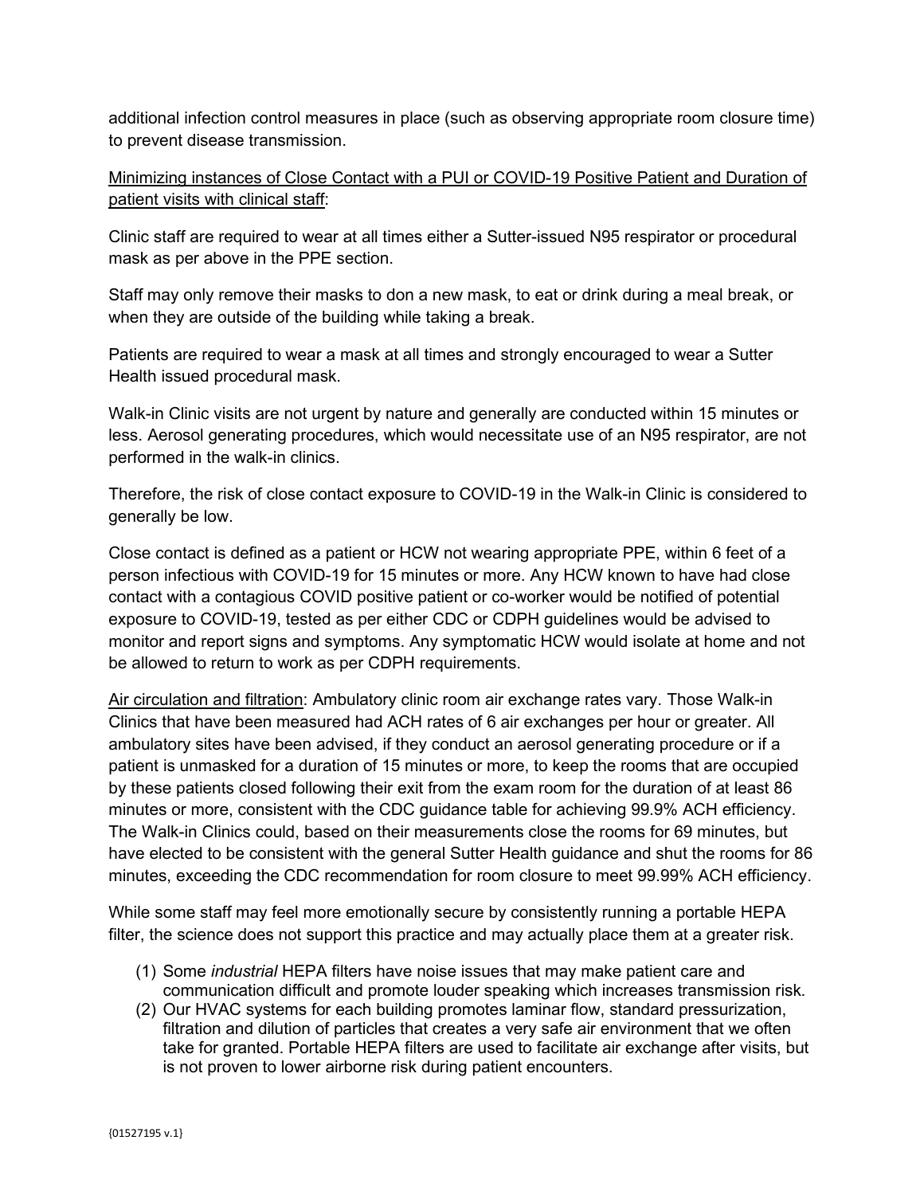additional infection control measures in place (such as observing appropriate room closure time) to prevent disease transmission.

<u>Minimizing instances of Close Contact with a PUI or COVID-19 Positive Patient and Duration of patient visits with clinical staff</u>:

Clinic staff are required to wear at all times either a Sutter-issued N95 respirator or procedural mask as per above in the PPE section.

Staff may only remove their masks to don a new mask, to eat or drink during a meal break, or when they are outside of the building while taking a break.

Patients are required to wear a mask at all times and strongly encouraged to wear a Sutter Health issued procedural mask.

Walk-in Clinic visits are not urgent by nature and generally are conducted within 15 minutes or less. Aerosol generating procedures, which would necessitate use of an N95 respirator, are not performed in the walk-in clinics.

Therefore, the risk of close contact exposure to COVID-19 in the Walk-in Clinic is considered to generally be low.

Close contact is defined as a patient or HCW not wearing appropriate PPE, within 6 feet of a person infectious with COVID-19 for 15 minutes or more. Any HCW known to have had close contact with a contagious COVID positive patient or co-worker would be notified of potential exposure to COVID-19, tested as per either CDC or CDPH guidelines would be advised to monitor and report signs and symptoms. Any symptomatic HCW would isolate at home and not be allowed to return to work as per CDPH requirements.

<u>Air circulation and filtration</u>: Ambulatory clinic room air exchange rates vary. Those Walk-in Clinics that have been measured had ACH rates of 6 air exchanges per hour or greater. All ambulatory sites have been advised, if they conduct an aerosol generating procedure or if a patient is unmasked for a duration of 15 minutes or more, to keep the rooms that are occupied by these patients closed following their exit from the exam room for the duration of at least 86 minutes or more, consistent with the CDC guidance table for achieving 99.9% ACH efficiency. The Walk-in Clinics could, based on their measurements close the rooms for 69 minutes, but have elected to be consistent with the general Sutter Health guidance and shut the rooms for 86 minutes, exceeding the CDC recommendation for room closure to meet 99.99% ACH efficiency.

While some staff may feel more emotionally secure by consistently running a portable HEPA filter, the science does not support this practice and may actually place them at a greater risk.

(1) Some *industrial* HEPA filters have noise issues that may make patient care and communication difficult and promote louder speaking which increases transmission risk.
(2) Our HVAC systems for each building promotes laminar flow, standard pressurization, filtration and dilution of particles that creates a very safe air environment that we often take for granted. Portable HEPA filters are used to facilitate air exchange after visits, but is not proven to lower airborne risk during patient encounters.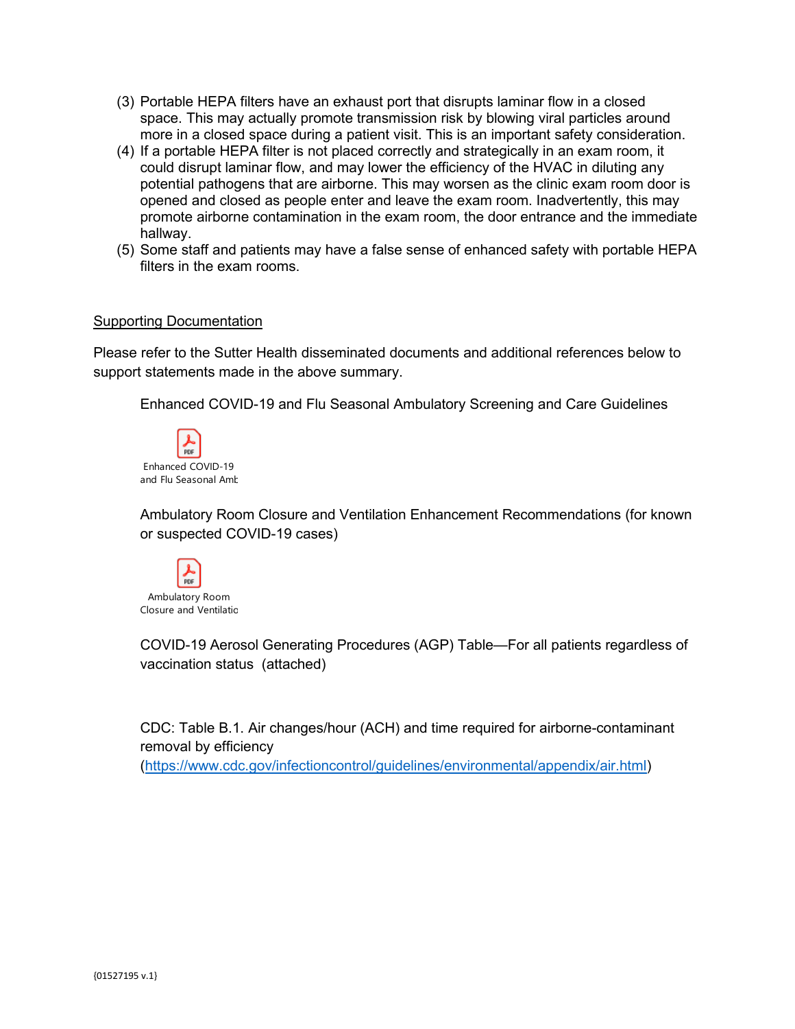(3) Portable HEPA filters have an exhaust port that disrupts laminar flow in a closed space. This may actually promote transmission risk by blowing viral particles around more in a closed space during a patient visit. This is an important safety consideration.

(4) If a portable HEPA filter is not placed correctly and strategically in an exam room, it could disrupt laminar flow, and may lower the efficiency of the HVAC in diluting any potential pathogens that are airborne. This may worsen as the clinic exam room door is opened and closed as people enter and leave the exam room. Inadvertently, this may promote airborne contamination in the exam room, the door entrance and the immediate hallway.

(5) Some staff and patients may have a false sense of enhanced safety with portable HEPA filters in the exam rooms.

<u>Supporting Documentation</u>

Please refer to the Sutter Health disseminated documents and additional references below to support statements made in the above summary.

Enhanced COVID-19 and Flu Seasonal Ambulatory Screening and Care Guidelines

Enhanced COVID-19 and Flu Seasonal Amb

Ambulatory Room Closure and Ventilation Enhancement Recommendations (for known or suspected COVID-19 cases)

Ambulatory Room Closure and Ventilatio

COVID-19 Aerosol Generating Procedures (AGP) Table—For all patients regardless of vaccination status (attached)

CDC: Table B.1. Air changes/hour (ACH) and time required for airborne-contaminant removal by efficiency (https://www.cdc.gov/infectioncontrol/guidelines/environmental/appendix/air.html)

{01527195 v.1}